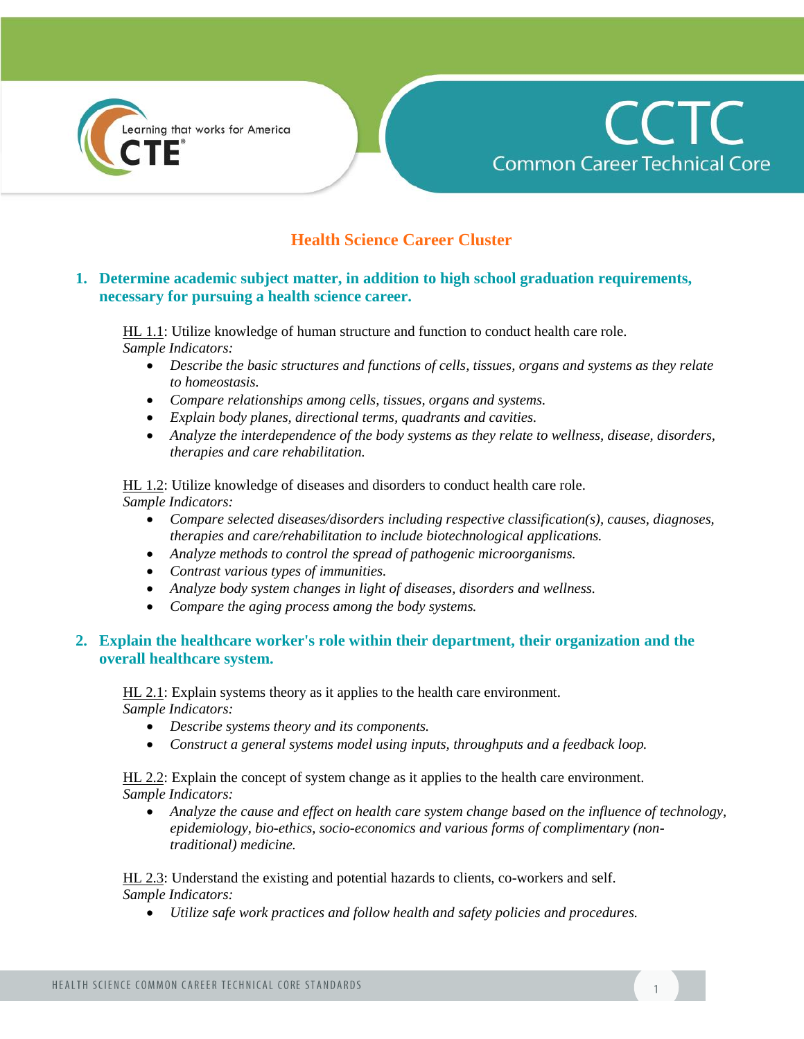# Health Science Career Cluster

## 1. Determine academic subject matter, in addition to high school graduation requirements, necessary for pursuing a health science career.

HL 1.1: Utilize knowledge of human structure and function to conduct health care role.
*Sample Indicators:*

- *Describe the basic structures and functions of cells, tissues, organs and systems as they relate to homeostasis.*
- *Compare relationships among cells, tissues, organs and systems.*
- *Explain body planes, directional terms, quadrants and cavities.*
- *Analyze the interdependence of the body systems as they relate to wellness, disease, disorders, therapies and care rehabilitation.*

HL 1.2: Utilize knowledge of diseases and disorders to conduct health care role.
*Sample Indicators:*

- *Compare selected diseases/disorders including respective classification(s), causes, diagnoses, therapies and care/rehabilitation to include biotechnological applications.*
- *Analyze methods to control the spread of pathogenic microorganisms.*
- *Contrast various types of immunities.*
- *Analyze body system changes in light of diseases, disorders and wellness.*
- *Compare the aging process among the body systems.*

## 2. Explain the healthcare worker's role within their department, their organization and the overall healthcare system.

HL 2.1: Explain systems theory as it applies to the health care environment.
*Sample Indicators:*

- *Describe systems theory and its components.*
- *Construct a general systems model using inputs, throughputs and a feedback loop.*

HL 2.2: Explain the concept of system change as it applies to the health care environment.
*Sample Indicators:*

- *Analyze the cause and effect on health care system change based on the influence of technology, epidemiology, bio-ethics, socio-economics and various forms of complimentary (non-traditional) medicine.*

HL 2.3: Understand the existing and potential hazards to clients, co-workers and self.
*Sample Indicators:*

- *Utilize safe work practices and follow health and safety policies and procedures.*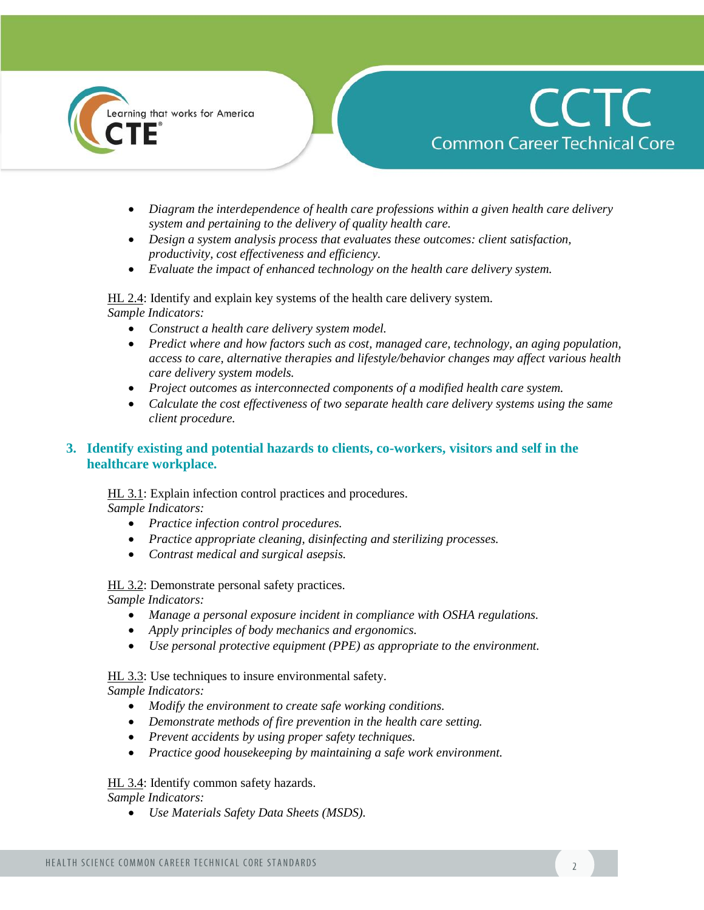- *Diagram the interdependence of health care professions within a given health care delivery system and pertaining to the delivery of quality health care.*
- *Design a system analysis process that evaluates these outcomes: client satisfaction, productivity, cost effectiveness and efficiency.*
- *Evaluate the impact of enhanced technology on the health care delivery system.*

HL 2.4: Identify and explain key systems of the health care delivery system.
*Sample Indicators:*

- *Construct a health care delivery system model.*
- *Predict where and how factors such as cost, managed care, technology, an aging population, access to care, alternative therapies and lifestyle/behavior changes may affect various health care delivery system models.*
- *Project outcomes as interconnected components of a modified health care system.*
- *Calculate the cost effectiveness of two separate health care delivery systems using the same client procedure.*

### 3. Identify existing and potential hazards to clients, co-workers, visitors and self in the healthcare workplace.

HL 3.1: Explain infection control practices and procedures.
*Sample Indicators:*

- *Practice infection control procedures.*
- *Practice appropriate cleaning, disinfecting and sterilizing processes.*
- *Contrast medical and surgical asepsis.*

HL 3.2: Demonstrate personal safety practices.
*Sample Indicators:*

- *Manage a personal exposure incident in compliance with OSHA regulations.*
- *Apply principles of body mechanics and ergonomics.*
- *Use personal protective equipment (PPE) as appropriate to the environment.*

HL 3.3: Use techniques to insure environmental safety.
*Sample Indicators:*

- *Modify the environment to create safe working conditions.*
- *Demonstrate methods of fire prevention in the health care setting.*
- *Prevent accidents by using proper safety techniques.*
- *Practice good housekeeping by maintaining a safe work environment.*

HL 3.4: Identify common safety hazards.
*Sample Indicators:*

- *Use Materials Safety Data Sheets (MSDS).*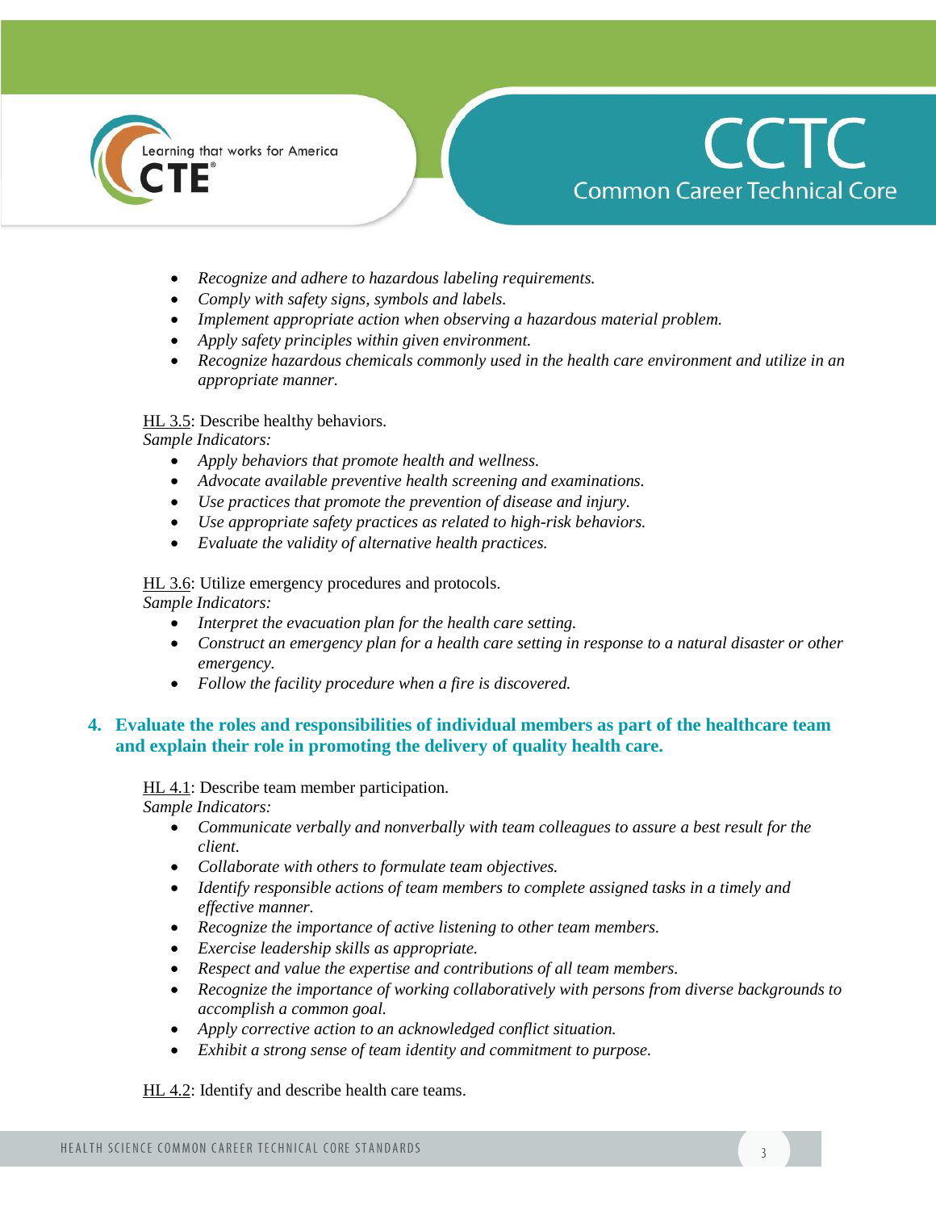- *Recognize and adhere to hazardous labeling requirements.*
- *Comply with safety signs, symbols and labels.*
- *Implement appropriate action when observing a hazardous material problem.*
- *Apply safety principles within given environment.*
- *Recognize hazardous chemicals commonly used in the health care environment and utilize in an appropriate manner.*

<u>HL 3.5</u>: Describe healthy behaviors.
*Sample Indicators:*

- *Apply behaviors that promote health and wellness.*
- *Advocate available preventive health screening and examinations.*
- *Use practices that promote the prevention of disease and injury.*
- *Use appropriate safety practices as related to high-risk behaviors.*
- *Evaluate the validity of alternative health practices.*

<u>HL 3.6</u>: Utilize emergency procedures and protocols.
*Sample Indicators:*

- *Interpret the evacuation plan for the health care setting.*
- *Construct an emergency plan for a health care setting in response to a natural disaster or other emergency.*
- *Follow the facility procedure when a fire is discovered.*

### 4. Evaluate the roles and responsibilities of individual members as part of the healthcare team and explain their role in promoting the delivery of quality health care.

<u>HL 4.1</u>: Describe team member participation.
*Sample Indicators:*

- *Communicate verbally and nonverbally with team colleagues to assure a best result for the client.*
- *Collaborate with others to formulate team objectives.*
- *Identify responsible actions of team members to complete assigned tasks in a timely and effective manner.*
- *Recognize the importance of active listening to other team members.*
- *Exercise leadership skills as appropriate.*
- *Respect and value the expertise and contributions of all team members.*
- *Recognize the importance of working collaboratively with persons from diverse backgrounds to accomplish a common goal.*
- *Apply corrective action to an acknowledged conflict situation.*
- *Exhibit a strong sense of team identity and commitment to purpose.*

<u>HL 4.2</u>: Identify and describe health care teams.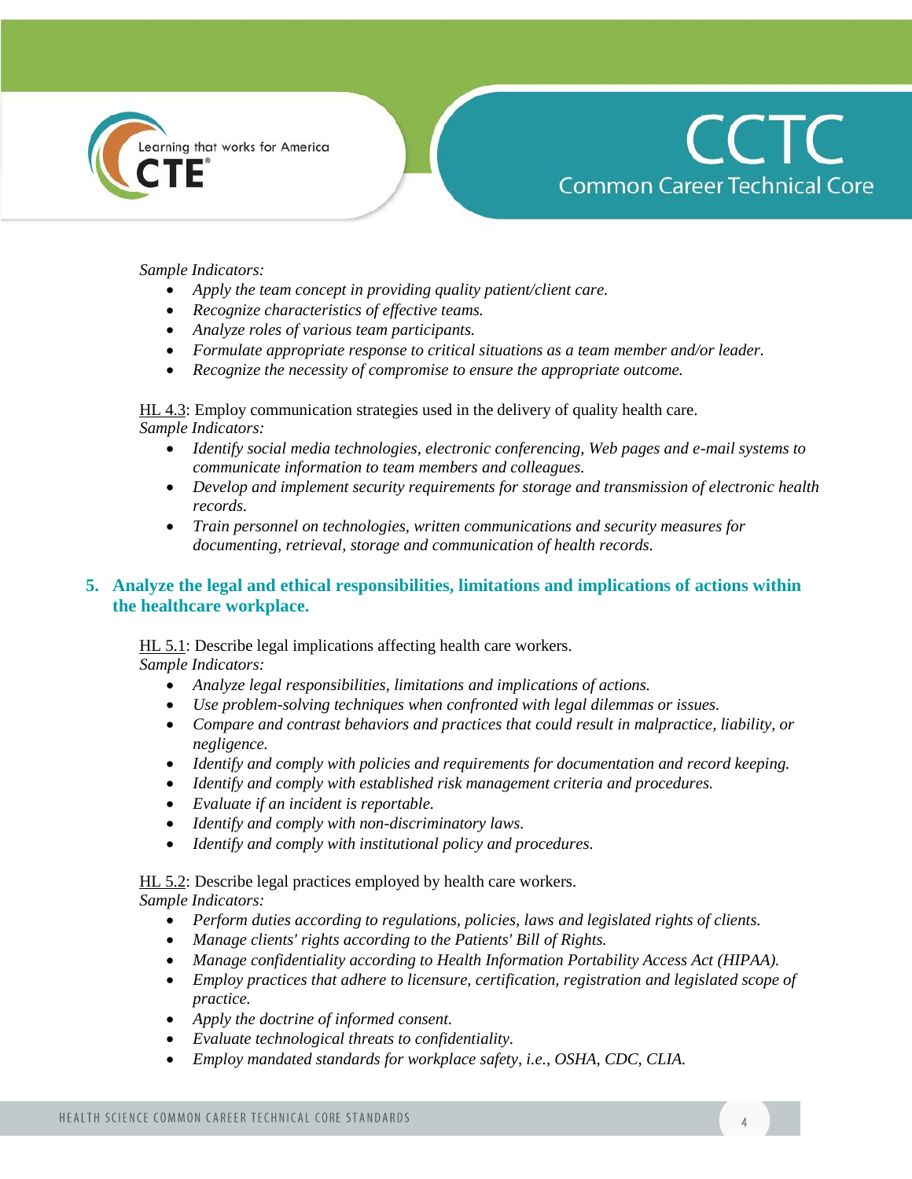*Sample Indicators:*

- *Apply the team concept in providing quality patient/client care.*
- *Recognize characteristics of effective teams.*
- *Analyze roles of various team participants.*
- *Formulate appropriate response to critical situations as a team member and/or leader.*
- *Recognize the necessity of compromise to ensure the appropriate outcome.*

HL 4.3: Employ communication strategies used in the delivery of quality health care.
*Sample Indicators:*

- *Identify social media technologies, electronic conferencing, Web pages and e-mail systems to communicate information to team members and colleagues.*
- *Develop and implement security requirements for storage and transmission of electronic health records.*
- *Train personnel on technologies, written communications and security measures for documenting, retrieval, storage and communication of health records.*

## 5. Analyze the legal and ethical responsibilities, limitations and implications of actions within the healthcare workplace.

HL 5.1: Describe legal implications affecting health care workers.
*Sample Indicators:*

- *Analyze legal responsibilities, limitations and implications of actions.*
- *Use problem-solving techniques when confronted with legal dilemmas or issues.*
- *Compare and contrast behaviors and practices that could result in malpractice, liability, or negligence.*
- *Identify and comply with policies and requirements for documentation and record keeping.*
- *Identify and comply with established risk management criteria and procedures.*
- *Evaluate if an incident is reportable.*
- *Identify and comply with non-discriminatory laws.*
- *Identify and comply with institutional policy and procedures.*

HL 5.2: Describe legal practices employed by health care workers.
*Sample Indicators:*

- *Perform duties according to regulations, policies, laws and legislated rights of clients.*
- *Manage clients' rights according to the Patients' Bill of Rights.*
- *Manage confidentiality according to Health Information Portability Access Act (HIPAA).*
- *Employ practices that adhere to licensure, certification, registration and legislated scope of practice.*
- *Apply the doctrine of informed consent.*
- *Evaluate technological threats to confidentiality.*
- *Employ mandated standards for workplace safety, i.e., OSHA, CDC, CLIA.*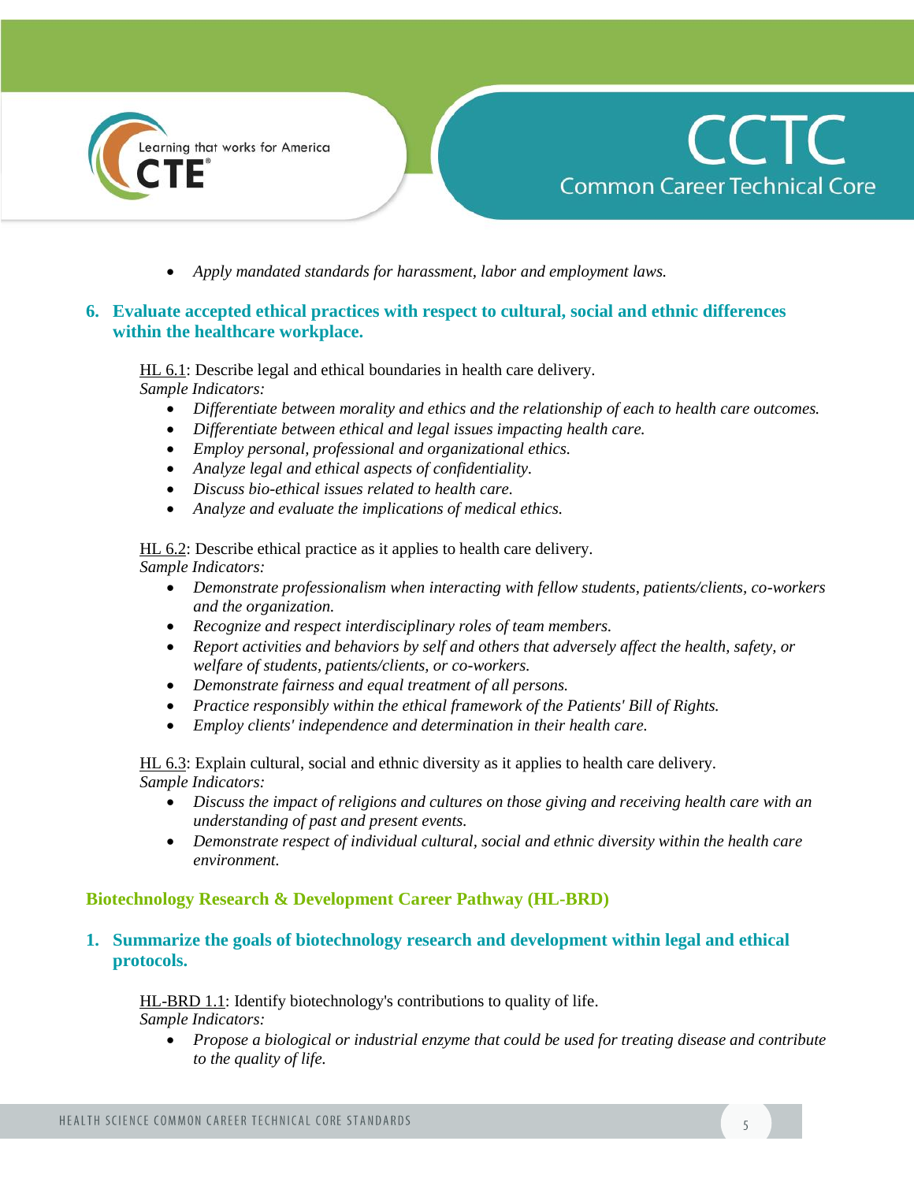- *Apply mandated standards for harassment, labor and employment laws.*

### 6. Evaluate accepted ethical practices with respect to cultural, social and ethnic differences within the healthcare workplace.

HL 6.1: Describe legal and ethical boundaries in health care delivery.
*Sample Indicators:*

- *Differentiate between morality and ethics and the relationship of each to health care outcomes.*
- *Differentiate between ethical and legal issues impacting health care.*
- *Employ personal, professional and organizational ethics.*
- *Analyze legal and ethical aspects of confidentiality.*
- *Discuss bio-ethical issues related to health care.*
- *Analyze and evaluate the implications of medical ethics.*

HL 6.2: Describe ethical practice as it applies to health care delivery.
*Sample Indicators:*

- *Demonstrate professionalism when interacting with fellow students, patients/clients, co-workers and the organization.*
- *Recognize and respect interdisciplinary roles of team members.*
- *Report activities and behaviors by self and others that adversely affect the health, safety, or welfare of students, patients/clients, or co-workers.*
- *Demonstrate fairness and equal treatment of all persons.*
- *Practice responsibly within the ethical framework of the Patients' Bill of Rights.*
- *Employ clients' independence and determination in their health care.*

HL 6.3: Explain cultural, social and ethnic diversity as it applies to health care delivery.
*Sample Indicators:*

- *Discuss the impact of religions and cultures on those giving and receiving health care with an understanding of past and present events.*
- *Demonstrate respect of individual cultural, social and ethnic diversity within the health care environment.*

## Biotechnology Research & Development Career Pathway (HL-BRD)

### 1. Summarize the goals of biotechnology research and development within legal and ethical protocols.

HL-BRD 1.1: Identify biotechnology's contributions to quality of life.
*Sample Indicators:*

- *Propose a biological or industrial enzyme that could be used for treating disease and contribute to the quality of life.*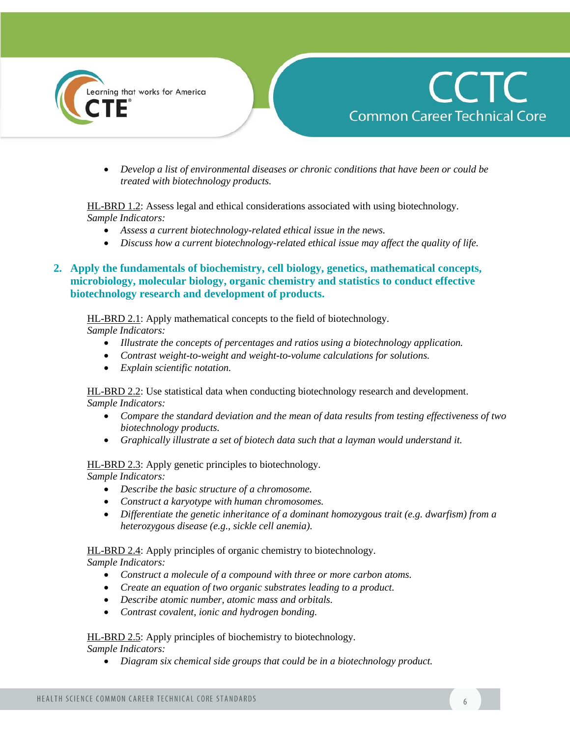- *Develop a list of environmental diseases or chronic conditions that have been or could be treated with biotechnology products.*

HL-BRD 1.2: Assess legal and ethical considerations associated with using biotechnology.
*Sample Indicators:*

- *Assess a current biotechnology-related ethical issue in the news.*
- *Discuss how a current biotechnology-related ethical issue may affect the quality of life.*

## 2. Apply the fundamentals of biochemistry, cell biology, genetics, mathematical concepts, microbiology, molecular biology, organic chemistry and statistics to conduct effective biotechnology research and development of products.

HL-BRD 2.1: Apply mathematical concepts to the field of biotechnology.
*Sample Indicators:*

- *Illustrate the concepts of percentages and ratios using a biotechnology application.*
- *Contrast weight-to-weight and weight-to-volume calculations for solutions.*
- *Explain scientific notation.*

HL-BRD 2.2: Use statistical data when conducting biotechnology research and development.
*Sample Indicators:*

- *Compare the standard deviation and the mean of data results from testing effectiveness of two biotechnology products.*
- *Graphically illustrate a set of biotech data such that a layman would understand it.*

HL-BRD 2.3: Apply genetic principles to biotechnology.
*Sample Indicators:*

- *Describe the basic structure of a chromosome.*
- *Construct a karyotype with human chromosomes.*
- *Differentiate the genetic inheritance of a dominant homozygous trait (e.g. dwarfism) from a heterozygous disease (e.g., sickle cell anemia).*

HL-BRD 2.4: Apply principles of organic chemistry to biotechnology.
*Sample Indicators:*

- *Construct a molecule of a compound with three or more carbon atoms.*
- *Create an equation of two organic substrates leading to a product.*
- *Describe atomic number, atomic mass and orbitals.*
- *Contrast covalent, ionic and hydrogen bonding.*

HL-BRD 2.5: Apply principles of biochemistry to biotechnology.
*Sample Indicators:*

- *Diagram six chemical side groups that could be in a biotechnology product.*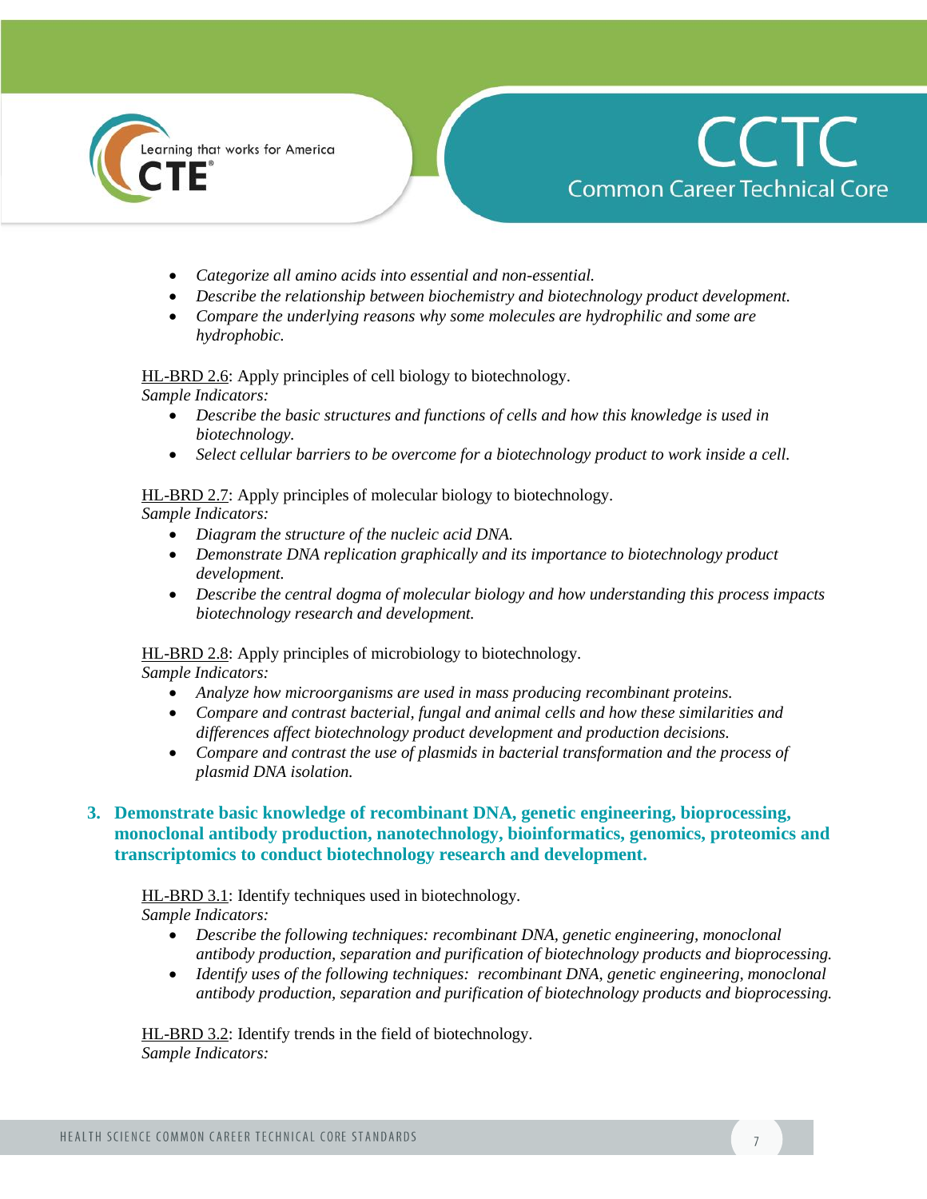- *Categorize all amino acids into essential and non-essential.*
- *Describe the relationship between biochemistry and biotechnology product development.*
- *Compare the underlying reasons why some molecules are hydrophilic and some are hydrophobic.*

HL-BRD 2.6: Apply principles of cell biology to biotechnology.
*Sample Indicators:*

- *Describe the basic structures and functions of cells and how this knowledge is used in biotechnology.*
- *Select cellular barriers to be overcome for a biotechnology product to work inside a cell.*

HL-BRD 2.7: Apply principles of molecular biology to biotechnology.
*Sample Indicators:*

- *Diagram the structure of the nucleic acid DNA.*
- *Demonstrate DNA replication graphically and its importance to biotechnology product development.*
- *Describe the central dogma of molecular biology and how understanding this process impacts biotechnology research and development.*

HL-BRD 2.8: Apply principles of microbiology to biotechnology.
*Sample Indicators:*

- *Analyze how microorganisms are used in mass producing recombinant proteins.*
- *Compare and contrast bacterial, fungal and animal cells and how these similarities and differences affect biotechnology product development and production decisions.*
- *Compare and contrast the use of plasmids in bacterial transformation and the process of plasmid DNA isolation.*

## 3. Demonstrate basic knowledge of recombinant DNA, genetic engineering, bioprocessing, monoclonal antibody production, nanotechnology, bioinformatics, genomics, proteomics and transcriptomics to conduct biotechnology research and development.

HL-BRD 3.1: Identify techniques used in biotechnology.
*Sample Indicators:*

- *Describe the following techniques: recombinant DNA, genetic engineering, monoclonal antibody production, separation and purification of biotechnology products and bioprocessing.*
- *Identify uses of the following techniques: recombinant DNA, genetic engineering, monoclonal antibody production, separation and purification of biotechnology products and bioprocessing.*

HL-BRD 3.2: Identify trends in the field of biotechnology.
*Sample Indicators:*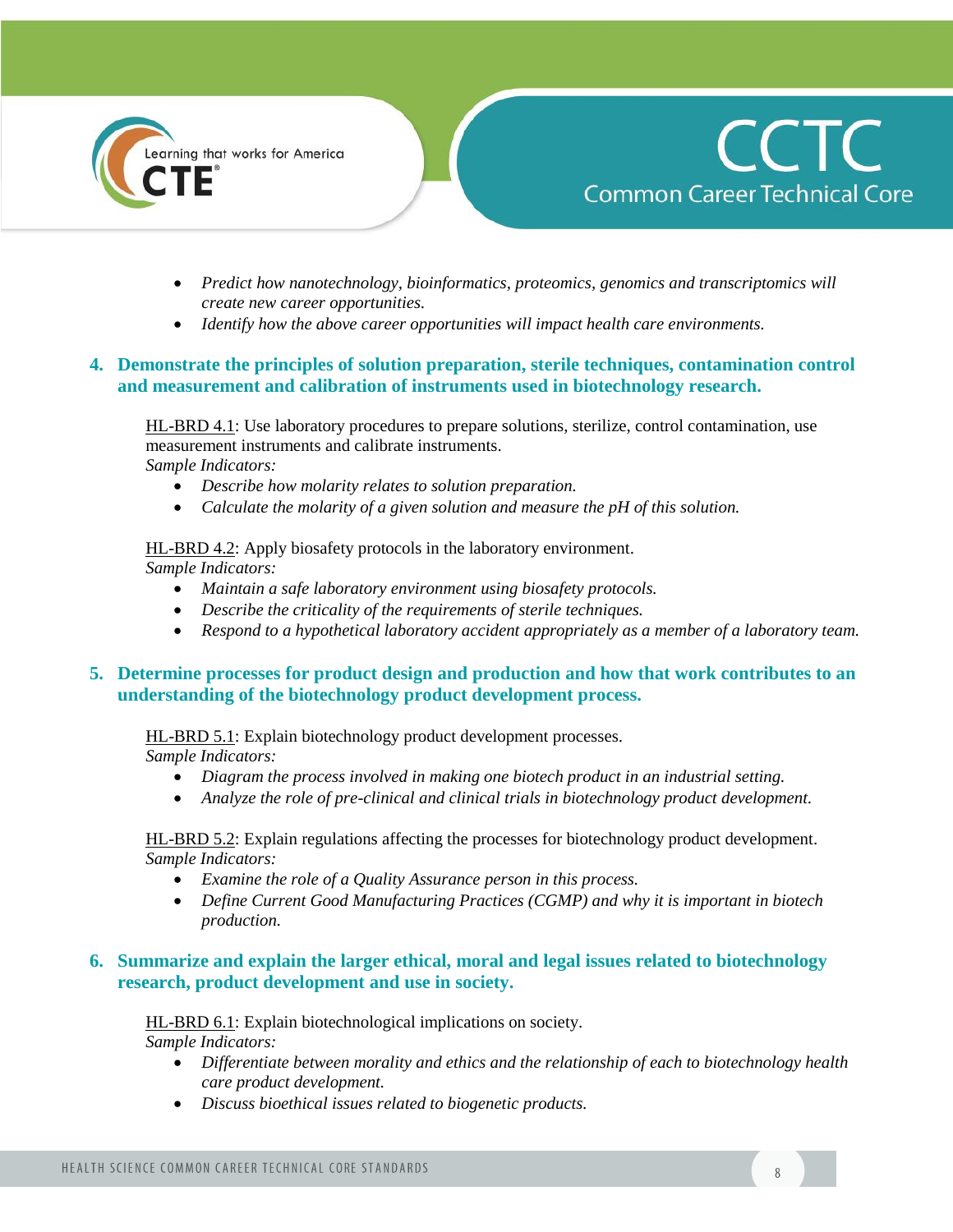- *Predict how nanotechnology, bioinformatics, proteomics, genomics and transcriptomics will create new career opportunities.*
- *Identify how the above career opportunities will impact health care environments.*

### 4. Demonstrate the principles of solution preparation, sterile techniques, contamination control and measurement and calibration of instruments used in biotechnology research.

HL-BRD 4.1: Use laboratory procedures to prepare solutions, sterilize, control contamination, use measurement instruments and calibrate instruments.
*Sample Indicators:*

- *Describe how molarity relates to solution preparation.*
- *Calculate the molarity of a given solution and measure the pH of this solution.*

HL-BRD 4.2: Apply biosafety protocols in the laboratory environment.
*Sample Indicators:*

- *Maintain a safe laboratory environment using biosafety protocols.*
- *Describe the criticality of the requirements of sterile techniques.*
- *Respond to a hypothetical laboratory accident appropriately as a member of a laboratory team.*

### 5. Determine processes for product design and production and how that work contributes to an understanding of the biotechnology product development process.

HL-BRD 5.1: Explain biotechnology product development processes.
*Sample Indicators:*

- *Diagram the process involved in making one biotech product in an industrial setting.*
- *Analyze the role of pre-clinical and clinical trials in biotechnology product development.*

HL-BRD 5.2: Explain regulations affecting the processes for biotechnology product development.
*Sample Indicators:*

- *Examine the role of a Quality Assurance person in this process.*
- *Define Current Good Manufacturing Practices (CGMP) and why it is important in biotech production.*

### 6. Summarize and explain the larger ethical, moral and legal issues related to biotechnology research, product development and use in society.

HL-BRD 6.1: Explain biotechnological implications on society.
*Sample Indicators:*

- *Differentiate between morality and ethics and the relationship of each to biotechnology health care product development.*
- *Discuss bioethical issues related to biogenetic products.*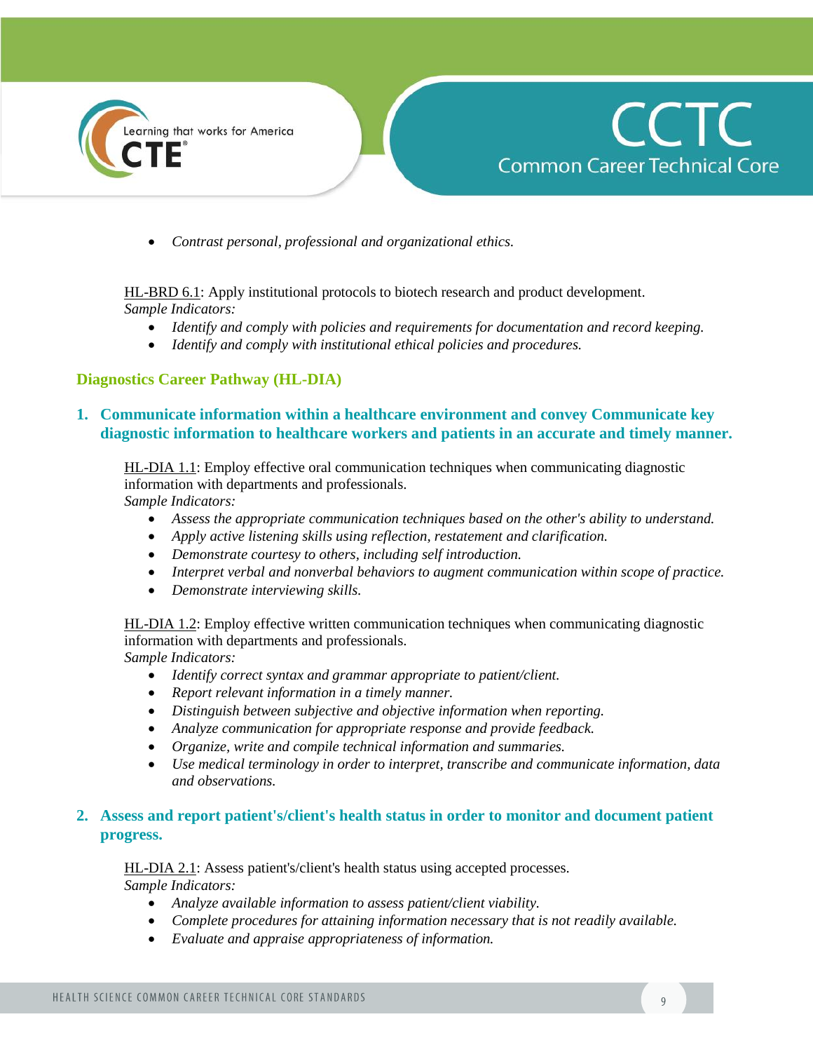- *Contrast personal, professional and organizational ethics.*

HL-BRD 6.1: Apply institutional protocols to biotech research and product development.
*Sample Indicators:*

- *Identify and comply with policies and requirements for documentation and record keeping.*
- *Identify and comply with institutional ethical policies and procedures.*

### Diagnostics Career Pathway (HL-DIA)

#### 1. Communicate information within a healthcare environment and convey Communicate key diagnostic information to healthcare workers and patients in an accurate and timely manner.

HL-DIA 1.1: Employ effective oral communication techniques when communicating diagnostic information with departments and professionals.
*Sample Indicators:*

- *Assess the appropriate communication techniques based on the other's ability to understand.*
- *Apply active listening skills using reflection, restatement and clarification.*
- *Demonstrate courtesy to others, including self introduction.*
- *Interpret verbal and nonverbal behaviors to augment communication within scope of practice.*
- *Demonstrate interviewing skills.*

HL-DIA 1.2: Employ effective written communication techniques when communicating diagnostic information with departments and professionals.
*Sample Indicators:*

- *Identify correct syntax and grammar appropriate to patient/client.*
- *Report relevant information in a timely manner.*
- *Distinguish between subjective and objective information when reporting.*
- *Analyze communication for appropriate response and provide feedback.*
- *Organize, write and compile technical information and summaries.*
- *Use medical terminology in order to interpret, transcribe and communicate information, data and observations.*

#### 2. Assess and report patient's/client's health status in order to monitor and document patient progress.

HL-DIA 2.1: Assess patient's/client's health status using accepted processes.
*Sample Indicators:*

- *Analyze available information to assess patient/client viability.*
- *Complete procedures for attaining information necessary that is not readily available.*
- *Evaluate and appraise appropriateness of information.*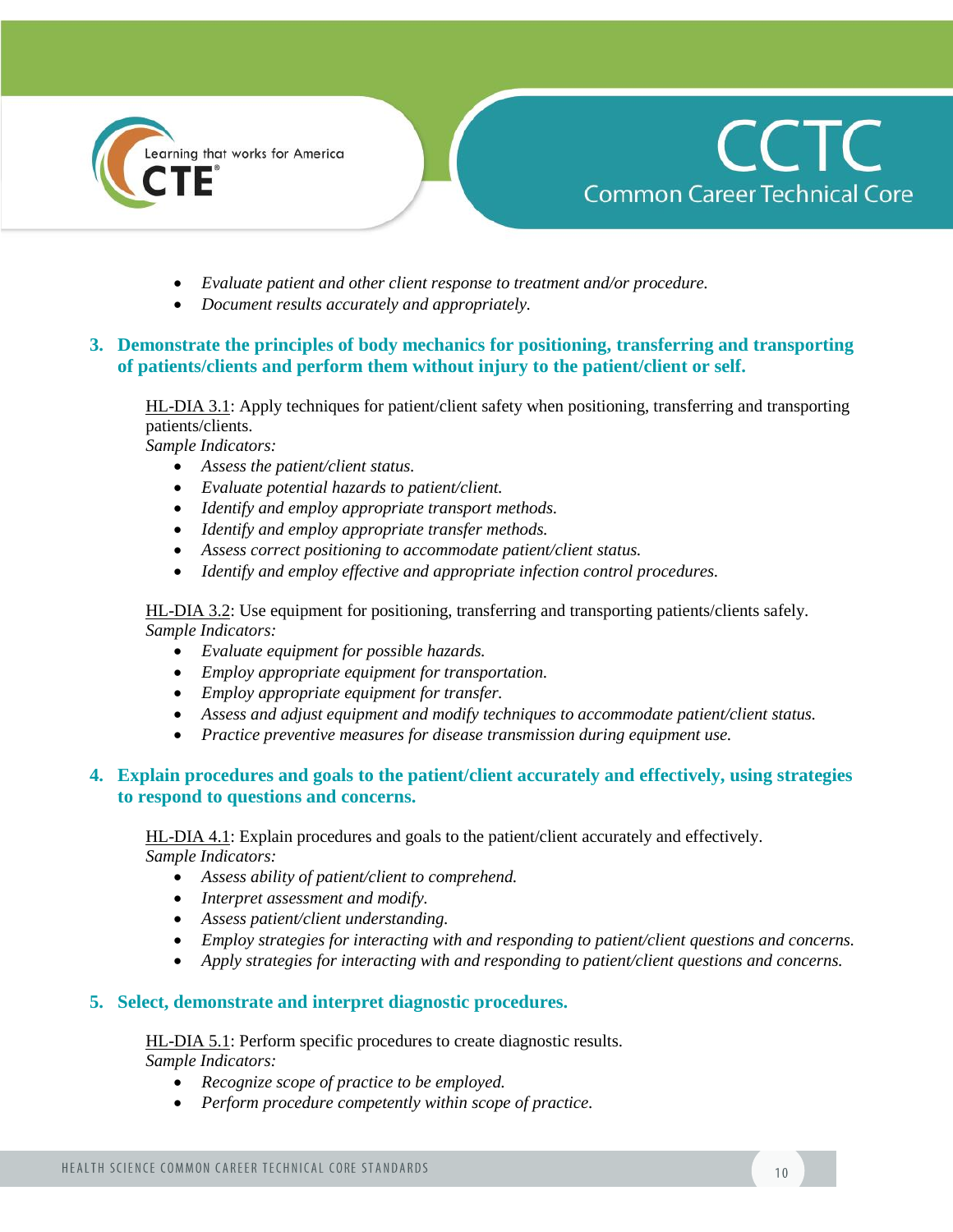- *Evaluate patient and other client response to treatment and/or procedure.*
- *Document results accurately and appropriately.*

### 3. Demonstrate the principles of body mechanics for positioning, transferring and transporting of patients/clients and perform them without injury to the patient/client or self.

HL-DIA 3.1: Apply techniques for patient/client safety when positioning, transferring and transporting patients/clients.
*Sample Indicators:*

- *Assess the patient/client status.*
- *Evaluate potential hazards to patient/client.*
- *Identify and employ appropriate transport methods.*
- *Identify and employ appropriate transfer methods.*
- *Assess correct positioning to accommodate patient/client status.*
- *Identify and employ effective and appropriate infection control procedures.*

HL-DIA 3.2: Use equipment for positioning, transferring and transporting patients/clients safely.
*Sample Indicators:*

- *Evaluate equipment for possible hazards.*
- *Employ appropriate equipment for transportation.*
- *Employ appropriate equipment for transfer.*
- *Assess and adjust equipment and modify techniques to accommodate patient/client status.*
- *Practice preventive measures for disease transmission during equipment use.*

### 4. Explain procedures and goals to the patient/client accurately and effectively, using strategies to respond to questions and concerns.

HL-DIA 4.1: Explain procedures and goals to the patient/client accurately and effectively.
*Sample Indicators:*

- *Assess ability of patient/client to comprehend.*
- *Interpret assessment and modify.*
- *Assess patient/client understanding.*
- *Employ strategies for interacting with and responding to patient/client questions and concerns.*
- *Apply strategies for interacting with and responding to patient/client questions and concerns.*

### 5. Select, demonstrate and interpret diagnostic procedures.

HL-DIA 5.1: Perform specific procedures to create diagnostic results.
*Sample Indicators:*

- *Recognize scope of practice to be employed.*
- *Perform procedure competently within scope of practice.*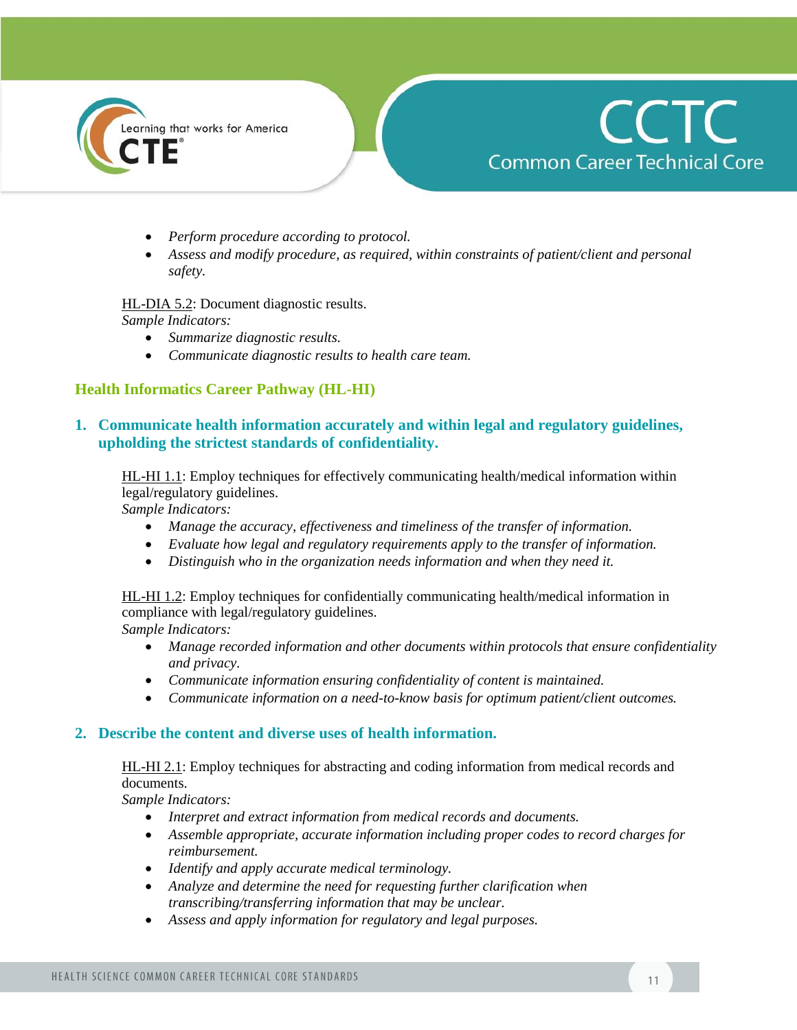- *Perform procedure according to protocol.*
- *Assess and modify procedure, as required, within constraints of patient/client and personal safety.*

HL-DIA 5.2: Document diagnostic results.
*Sample Indicators:*

- *Summarize diagnostic results.*
- *Communicate diagnostic results to health care team.*

## Health Informatics Career Pathway (HL-HI)

### 1. Communicate health information accurately and within legal and regulatory guidelines, upholding the strictest standards of confidentiality.

HL-HI 1.1: Employ techniques for effectively communicating health/medical information within legal/regulatory guidelines.
*Sample Indicators:*

- *Manage the accuracy, effectiveness and timeliness of the transfer of information.*
- *Evaluate how legal and regulatory requirements apply to the transfer of information.*
- *Distinguish who in the organization needs information and when they need it.*

HL-HI 1.2: Employ techniques for confidentially communicating health/medical information in compliance with legal/regulatory guidelines.
*Sample Indicators:*

- *Manage recorded information and other documents within protocols that ensure confidentiality and privacy.*
- *Communicate information ensuring confidentiality of content is maintained.*
- *Communicate information on a need-to-know basis for optimum patient/client outcomes.*

### 2. Describe the content and diverse uses of health information.

HL-HI 2.1: Employ techniques for abstracting and coding information from medical records and documents.
*Sample Indicators:*

- *Interpret and extract information from medical records and documents.*
- *Assemble appropriate, accurate information including proper codes to record charges for reimbursement.*
- *Identify and apply accurate medical terminology.*
- *Analyze and determine the need for requesting further clarification when transcribing/transferring information that may be unclear.*
- *Assess and apply information for regulatory and legal purposes.*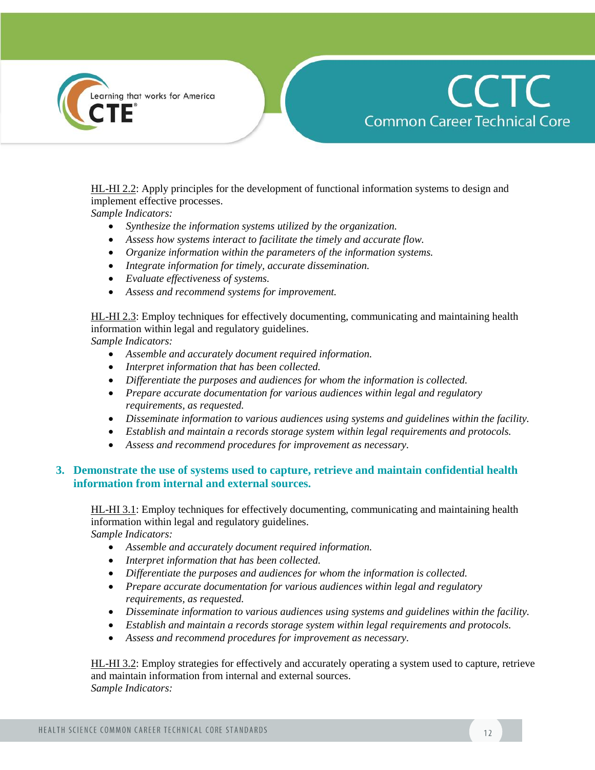HL-HI 2.2: Apply principles for the development of functional information systems to design and implement effective processes.
*Sample Indicators:*

- *Synthesize the information systems utilized by the organization.*
- *Assess how systems interact to facilitate the timely and accurate flow.*
- *Organize information within the parameters of the information systems.*
- *Integrate information for timely, accurate dissemination.*
- *Evaluate effectiveness of systems.*
- *Assess and recommend systems for improvement.*

HL-HI 2.3: Employ techniques for effectively documenting, communicating and maintaining health information within legal and regulatory guidelines.
*Sample Indicators:*

- *Assemble and accurately document required information.*
- *Interpret information that has been collected.*
- *Differentiate the purposes and audiences for whom the information is collected.*
- *Prepare accurate documentation for various audiences within legal and regulatory requirements, as requested.*
- *Disseminate information to various audiences using systems and guidelines within the facility.*
- *Establish and maintain a records storage system within legal requirements and protocols.*
- *Assess and recommend procedures for improvement as necessary.*

### 3. Demonstrate the use of systems used to capture, retrieve and maintain confidential health information from internal and external sources.

HL-HI 3.1: Employ techniques for effectively documenting, communicating and maintaining health information within legal and regulatory guidelines.
*Sample Indicators:*

- *Assemble and accurately document required information.*
- *Interpret information that has been collected.*
- *Differentiate the purposes and audiences for whom the information is collected.*
- *Prepare accurate documentation for various audiences within legal and regulatory requirements, as requested.*
- *Disseminate information to various audiences using systems and guidelines within the facility.*
- *Establish and maintain a records storage system within legal requirements and protocols.*
- *Assess and recommend procedures for improvement as necessary.*

HL-HI 3.2: Employ strategies for effectively and accurately operating a system used to capture, retrieve and maintain information from internal and external sources.
*Sample Indicators:*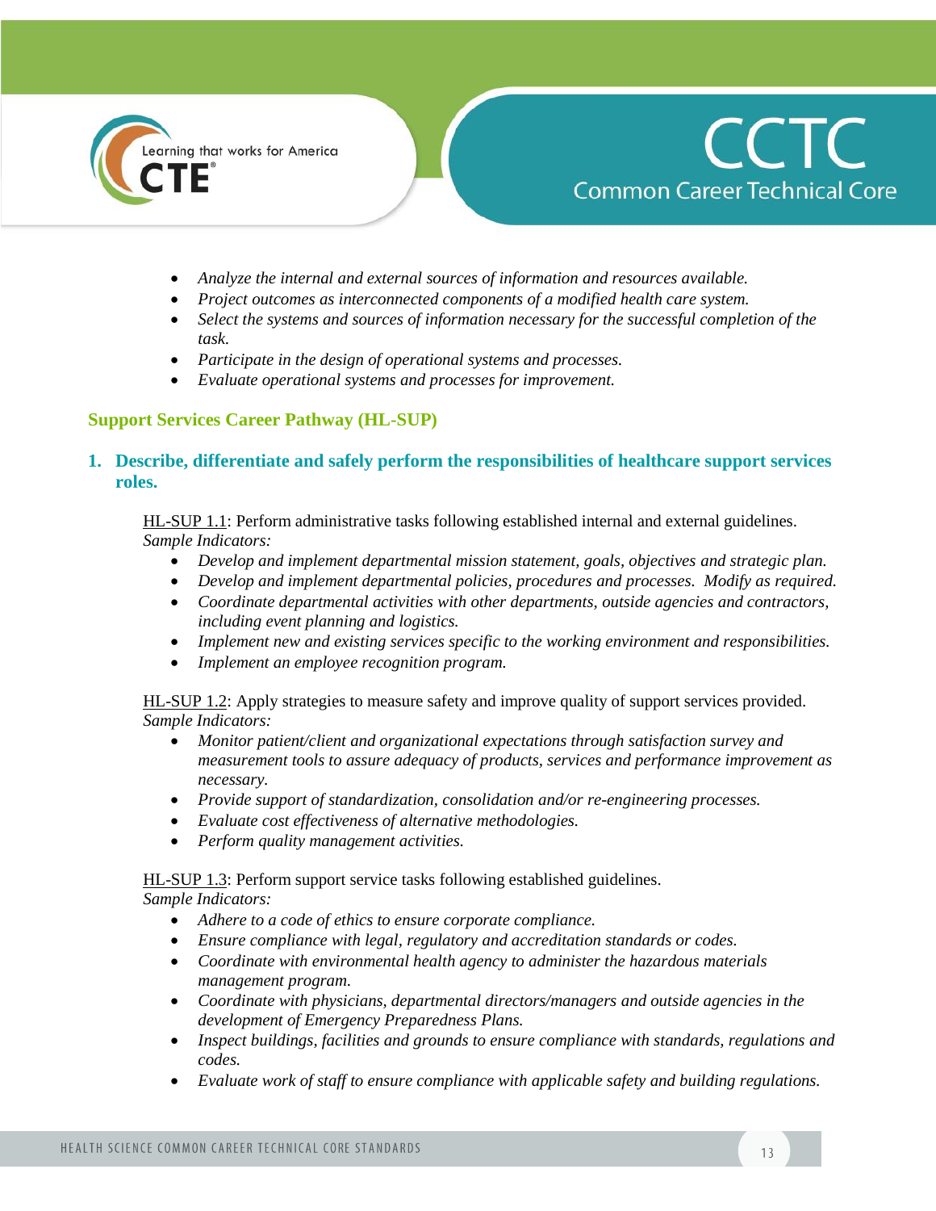- *Analyze the internal and external sources of information and resources available.*
- *Project outcomes as interconnected components of a modified health care system.*
- *Select the systems and sources of information necessary for the successful completion of the task.*
- *Participate in the design of operational systems and processes.*
- *Evaluate operational systems and processes for improvement.*

## Support Services Career Pathway (HL-SUP)

### 1. Describe, differentiate and safely perform the responsibilities of healthcare support services roles.

HL-SUP 1.1: Perform administrative tasks following established internal and external guidelines.
*Sample Indicators:*

- *Develop and implement departmental mission statement, goals, objectives and strategic plan.*
- *Develop and implement departmental policies, procedures and processes. Modify as required.*
- *Coordinate departmental activities with other departments, outside agencies and contractors, including event planning and logistics.*
- *Implement new and existing services specific to the working environment and responsibilities.*
- *Implement an employee recognition program.*

HL-SUP 1.2: Apply strategies to measure safety and improve quality of support services provided.
*Sample Indicators:*

- *Monitor patient/client and organizational expectations through satisfaction survey and measurement tools to assure adequacy of products, services and performance improvement as necessary.*
- *Provide support of standardization, consolidation and/or re-engineering processes.*
- *Evaluate cost effectiveness of alternative methodologies.*
- *Perform quality management activities.*

HL-SUP 1.3: Perform support service tasks following established guidelines.
*Sample Indicators:*

- *Adhere to a code of ethics to ensure corporate compliance.*
- *Ensure compliance with legal, regulatory and accreditation standards or codes.*
- *Coordinate with environmental health agency to administer the hazardous materials management program.*
- *Coordinate with physicians, departmental directors/managers and outside agencies in the development of Emergency Preparedness Plans.*
- *Inspect buildings, facilities and grounds to ensure compliance with standards, regulations and codes.*
- *Evaluate work of staff to ensure compliance with applicable safety and building regulations.*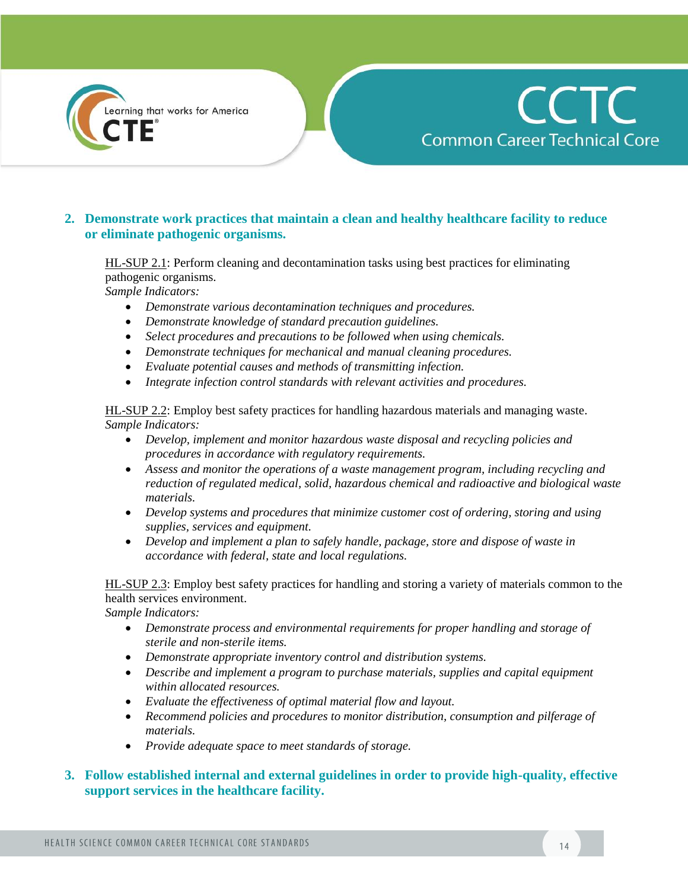2. **Demonstrate work practices that maintain a clean and healthy healthcare facility to reduce or eliminate pathogenic organisms.**

HL-SUP 2.1: Perform cleaning and decontamination tasks using best practices for eliminating pathogenic organisms.
*Sample Indicators:*

- *Demonstrate various decontamination techniques and procedures.*
- *Demonstrate knowledge of standard precaution guidelines.*
- *Select procedures and precautions to be followed when using chemicals.*
- *Demonstrate techniques for mechanical and manual cleaning procedures.*
- *Evaluate potential causes and methods of transmitting infection.*
- *Integrate infection control standards with relevant activities and procedures.*

HL-SUP 2.2: Employ best safety practices for handling hazardous materials and managing waste.
*Sample Indicators:*

- *Develop, implement and monitor hazardous waste disposal and recycling policies and procedures in accordance with regulatory requirements.*
- *Assess and monitor the operations of a waste management program, including recycling and reduction of regulated medical, solid, hazardous chemical and radioactive and biological waste materials.*
- *Develop systems and procedures that minimize customer cost of ordering, storing and using supplies, services and equipment.*
- *Develop and implement a plan to safely handle, package, store and dispose of waste in accordance with federal, state and local regulations.*

HL-SUP 2.3: Employ best safety practices for handling and storing a variety of materials common to the health services environment.
*Sample Indicators:*

- *Demonstrate process and environmental requirements for proper handling and storage of sterile and non-sterile items.*
- *Demonstrate appropriate inventory control and distribution systems.*
- *Describe and implement a program to purchase materials, supplies and capital equipment within allocated resources.*
- *Evaluate the effectiveness of optimal material flow and layout.*
- *Recommend policies and procedures to monitor distribution, consumption and pilferage of materials.*
- *Provide adequate space to meet standards of storage.*

3. **Follow established internal and external guidelines in order to provide high-quality, effective support services in the healthcare facility.**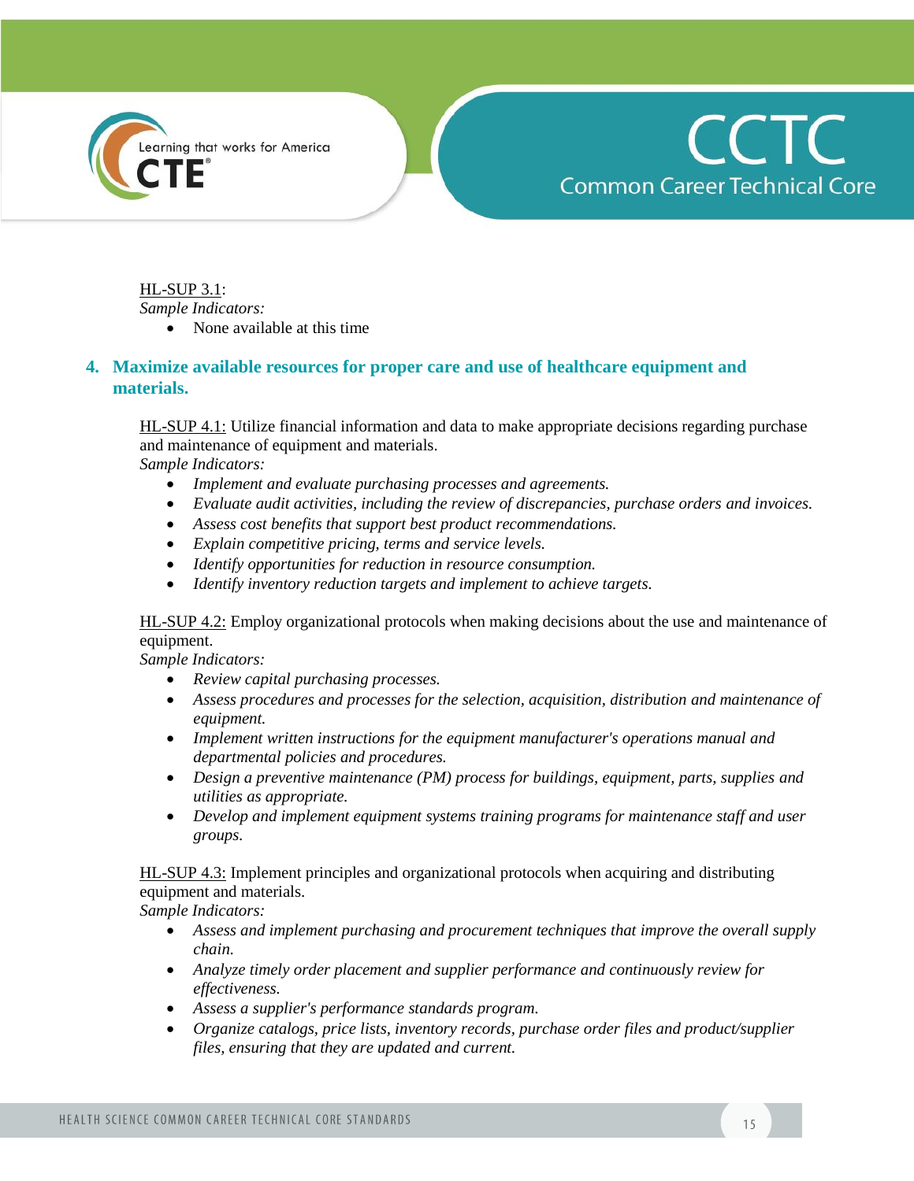HL-SUP 3.1:

*Sample Indicators:*

- None available at this time

### 4. Maximize available resources for proper care and use of healthcare equipment and materials.

HL-SUP 4.1: Utilize financial information and data to make appropriate decisions regarding purchase and maintenance of equipment and materials.

*Sample Indicators:*

- *Implement and evaluate purchasing processes and agreements.*
- *Evaluate audit activities, including the review of discrepancies, purchase orders and invoices.*
- *Assess cost benefits that support best product recommendations.*
- *Explain competitive pricing, terms and service levels.*
- *Identify opportunities for reduction in resource consumption.*
- *Identify inventory reduction targets and implement to achieve targets.*

HL-SUP 4.2: Employ organizational protocols when making decisions about the use and maintenance of equipment.

*Sample Indicators:*

- *Review capital purchasing processes.*
- *Assess procedures and processes for the selection, acquisition, distribution and maintenance of equipment.*
- *Implement written instructions for the equipment manufacturer's operations manual and departmental policies and procedures.*
- *Design a preventive maintenance (PM) process for buildings, equipment, parts, supplies and utilities as appropriate.*
- *Develop and implement equipment systems training programs for maintenance staff and user groups.*

HL-SUP 4.3: Implement principles and organizational protocols when acquiring and distributing equipment and materials.

*Sample Indicators:*

- *Assess and implement purchasing and procurement techniques that improve the overall supply chain.*
- *Analyze timely order placement and supplier performance and continuously review for effectiveness.*
- *Assess a supplier's performance standards program.*
- *Organize catalogs, price lists, inventory records, purchase order files and product/supplier files, ensuring that they are updated and current.*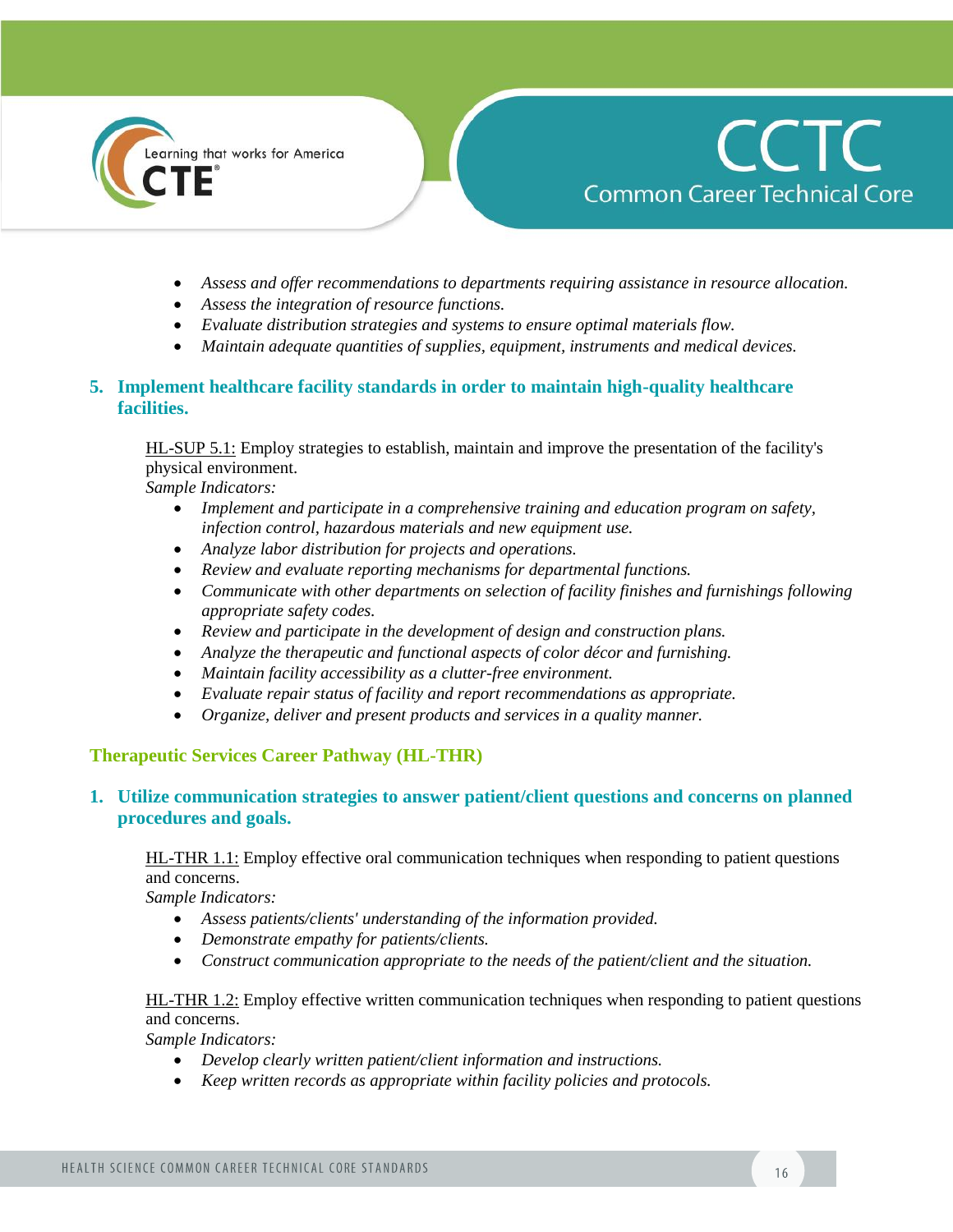- *Assess and offer recommendations to departments requiring assistance in resource allocation.*
- *Assess the integration of resource functions.*
- *Evaluate distribution strategies and systems to ensure optimal materials flow.*
- *Maintain adequate quantities of supplies, equipment, instruments and medical devices.*

### 5. Implement healthcare facility standards in order to maintain high-quality healthcare facilities.

HL-SUP 5.1: Employ strategies to establish, maintain and improve the presentation of the facility's physical environment.
*Sample Indicators:*

- *Implement and participate in a comprehensive training and education program on safety, infection control, hazardous materials and new equipment use.*
- *Analyze labor distribution for projects and operations.*
- *Review and evaluate reporting mechanisms for departmental functions.*
- *Communicate with other departments on selection of facility finishes and furnishings following appropriate safety codes.*
- *Review and participate in the development of design and construction plans.*
- *Analyze the therapeutic and functional aspects of color décor and furnishing.*
- *Maintain facility accessibility as a clutter-free environment.*
- *Evaluate repair status of facility and report recommendations as appropriate.*
- *Organize, deliver and present products and services in a quality manner.*

## Therapeutic Services Career Pathway (HL-THR)

### 1. Utilize communication strategies to answer patient/client questions and concerns on planned procedures and goals.

HL-THR 1.1: Employ effective oral communication techniques when responding to patient questions and concerns.
*Sample Indicators:*

- *Assess patients/clients' understanding of the information provided.*
- *Demonstrate empathy for patients/clients.*
- *Construct communication appropriate to the needs of the patient/client and the situation.*

HL-THR 1.2: Employ effective written communication techniques when responding to patient questions and concerns.
*Sample Indicators:*

- *Develop clearly written patient/client information and instructions.*
- *Keep written records as appropriate within facility policies and protocols.*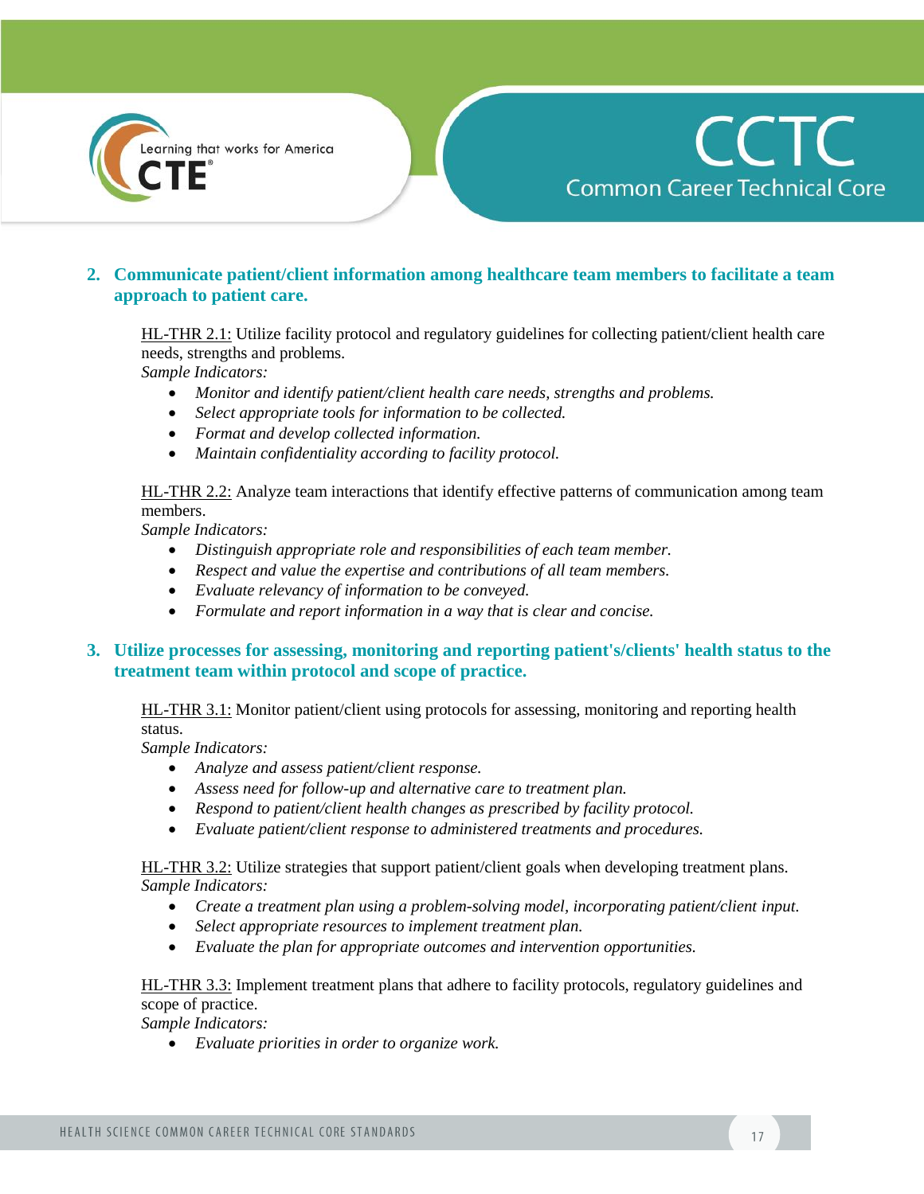2. **Communicate patient/client information among healthcare team members to facilitate a team approach to patient care.**

HL-THR 2.1: Utilize facility protocol and regulatory guidelines for collecting patient/client health care needs, strengths and problems.
*Sample Indicators:*

- *Monitor and identify patient/client health care needs, strengths and problems.*
- *Select appropriate tools for information to be collected.*
- *Format and develop collected information.*
- *Maintain confidentiality according to facility protocol.*

HL-THR 2.2: Analyze team interactions that identify effective patterns of communication among team members.
*Sample Indicators:*

- *Distinguish appropriate role and responsibilities of each team member.*
- *Respect and value the expertise and contributions of all team members.*
- *Evaluate relevancy of information to be conveyed.*
- *Formulate and report information in a way that is clear and concise.*

3. **Utilize processes for assessing, monitoring and reporting patient's/clients' health status to the treatment team within protocol and scope of practice.**

HL-THR 3.1: Monitor patient/client using protocols for assessing, monitoring and reporting health status.
*Sample Indicators:*

- *Analyze and assess patient/client response.*
- *Assess need for follow-up and alternative care to treatment plan.*
- *Respond to patient/client health changes as prescribed by facility protocol.*
- *Evaluate patient/client response to administered treatments and procedures.*

HL-THR 3.2: Utilize strategies that support patient/client goals when developing treatment plans.
*Sample Indicators:*

- *Create a treatment plan using a problem-solving model, incorporating patient/client input.*
- *Select appropriate resources to implement treatment plan.*
- *Evaluate the plan for appropriate outcomes and intervention opportunities.*

HL-THR 3.3: Implement treatment plans that adhere to facility protocols, regulatory guidelines and scope of practice.
*Sample Indicators:*

- *Evaluate priorities in order to organize work.*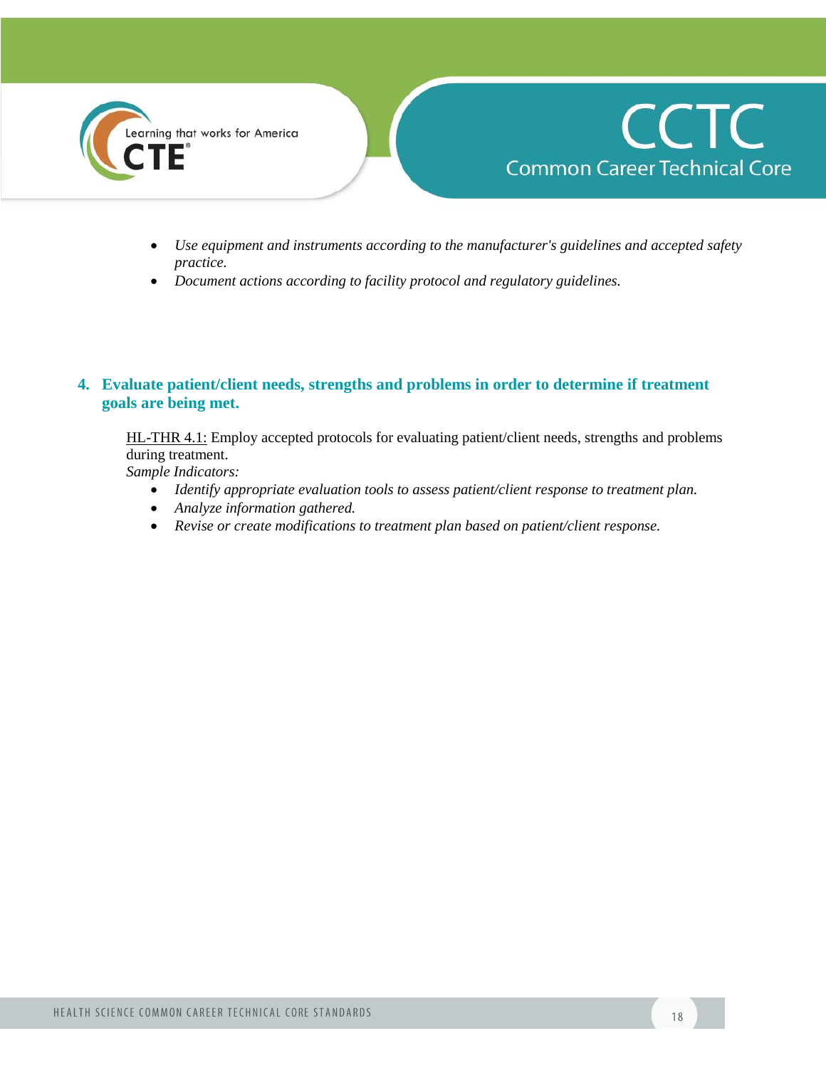- *Use equipment and instruments according to the manufacturer's guidelines and accepted safety practice.*
- *Document actions according to facility protocol and regulatory guidelines.*

### 4. Evaluate patient/client needs, strengths and problems in order to determine if treatment goals are being met.

HL-THR 4.1: Employ accepted protocols for evaluating patient/client needs, strengths and problems during treatment.

*Sample Indicators:*

- *Identify appropriate evaluation tools to assess patient/client response to treatment plan.*
- *Analyze information gathered.*
- *Revise or create modifications to treatment plan based on patient/client response.*